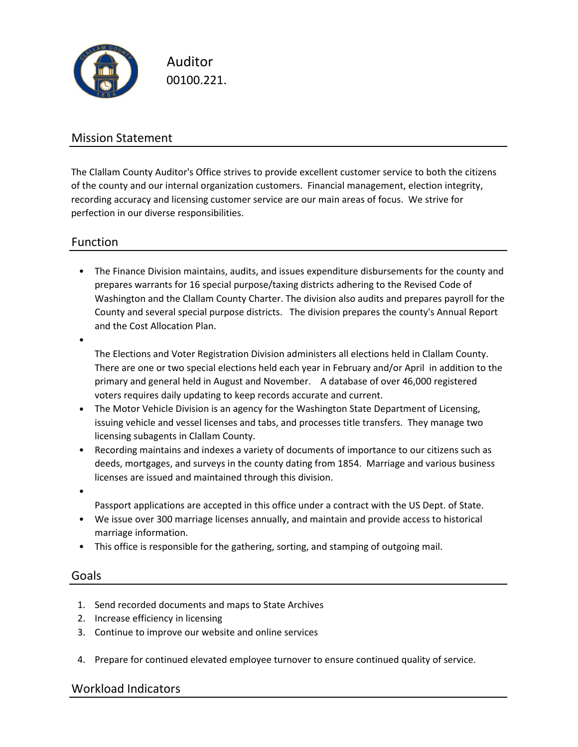# Auditor

00100.221.

## Mission Statement

The Clallam County Auditor's Office strives to provide excellent customer service to both the citizens of the county and our internal organization customers. Financial management, election integrity, recording accuracy and licensing customer service are our main areas of focus. We strive for perfection in our diverse responsibilities.

## Function

- The Finance Division maintains, audits, and issues expenditure disbursements for the county and prepares warrants for 16 special purpose/taxing districts adhering to the Revised Code of Washington and the Clallam County Charter. The division also audits and prepares payroll for the County and several special purpose districts. The division prepares the county's Annual Report and the Cost Allocation Plan.
- The Elections and Voter Registration Division administers all elections held in Clallam County. There are one or two special elections held each year in February and/or April in addition to the primary and general held in August and November. A database of over 46,000 registered voters requires daily updating to keep records accurate and current.
- The Motor Vehicle Division is an agency for the Washington State Department of Licensing, issuing vehicle and vessel licenses and tabs, and processes title transfers. They manage two licensing subagents in Clallam County.
- Recording maintains and indexes a variety of documents of importance to our citizens such as deeds, mortgages, and surveys in the county dating from 1854. Marriage and various business licenses are issued and maintained through this division.
- Passport applications are accepted in this office under a contract with the US Dept. of State.
- We issue over 300 marriage licenses annually, and maintain and provide access to historical marriage information.
- This office is responsible for the gathering, sorting, and stamping of outgoing mail.

## Goals

1. Send recorded documents and maps to State Archives
2. Increase efficiency in licensing
3. Continue to improve our website and online services
4. Prepare for continued elevated employee turnover to ensure continued quality of service.

## Workload Indicators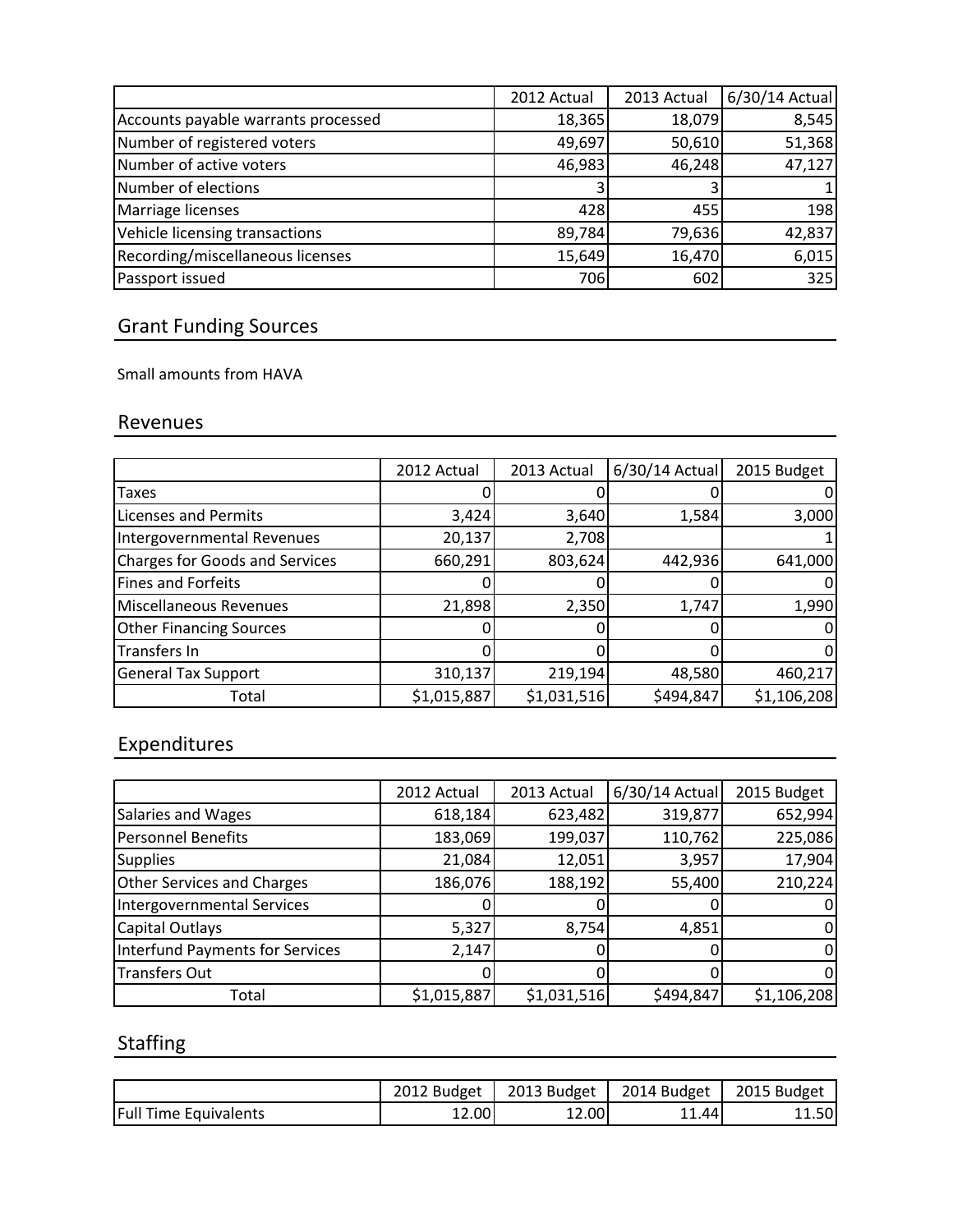| | 2012 Actual | 2013 Actual | 6/30/14 Actual |
|---|---|---|---|
| Accounts payable warrants processed | 18,365 | 18,079 | 8,545 |
| Number of registered voters | 49,697 | 50,610 | 51,368 |
| Number of active voters | 46,983 | 46,248 | 47,127 |
| Number of elections | 3 | 3 | 1 |
| Marriage licenses | 428 | 455 | 198 |
| Vehicle licensing transactions | 89,784 | 79,636 | 42,837 |
| Recording/miscellaneous licenses | 15,649 | 16,470 | 6,015 |
| Passport issued | 706 | 602 | 325 |

## Grant Funding Sources

Small amounts from HAVA

## Revenues

| | 2012 Actual | 2013 Actual | 6/30/14 Actual | 2015 Budget |
|---|---|---|---|---|
| Taxes | 0 | 0 | 0 | 0 |
| Licenses and Permits | 3,424 | 3,640 | 1,584 | 3,000 |
| Intergovernmental Revenues | 20,137 | 2,708 | | 1 |
| Charges for Goods and Services | 660,291 | 803,624 | 442,936 | 641,000 |
| Fines and Forfeits | 0 | 0 | 0 | 0 |
| Miscellaneous Revenues | 21,898 | 2,350 | 1,747 | 1,990 |
| Other Financing Sources | 0 | 0 | 0 | 0 |
| Transfers In | 0 | 0 | 0 | 0 |
| General Tax Support | 310,137 | 219,194 | 48,580 | 460,217 |
| Total | $1,015,887 | $1,031,516 | $494,847 | $1,106,208 |

## Expenditures

| | 2012 Actual | 2013 Actual | 6/30/14 Actual | 2015 Budget |
|---|---|---|---|---|
| Salaries and Wages | 618,184 | 623,482 | 319,877 | 652,994 |
| Personnel Benefits | 183,069 | 199,037 | 110,762 | 225,086 |
| Supplies | 21,084 | 12,051 | 3,957 | 17,904 |
| Other Services and Charges | 186,076 | 188,192 | 55,400 | 210,224 |
| Intergovernmental Services | 0 | 0 | 0 | 0 |
| Capital Outlays | 5,327 | 8,754 | 4,851 | 0 |
| Interfund Payments for Services | 2,147 | 0 | 0 | 0 |
| Transfers Out | 0 | 0 | 0 | 0 |
| Total | $1,015,887 | $1,031,516 | $494,847 | $1,106,208 |

## Staffing

| | 2012 Budget | 2013 Budget | 2014 Budget | 2015 Budget |
|---|---|---|---|---|
| Full Time Equivalents | 12.00 | 12.00 | 11.44 | 11.50 |